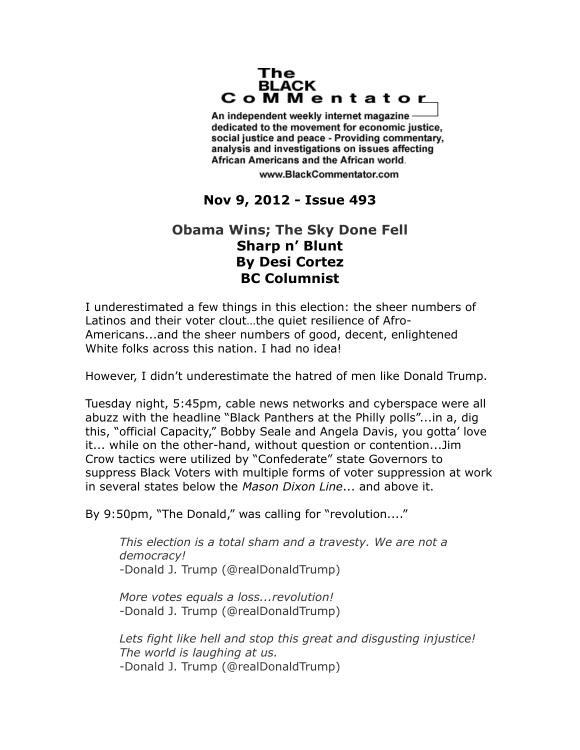# The BLACK CoMMentator

An independent weekly internet magazine dedicated to the movement for economic justice, social justice and peace - Providing commentary, analysis and investigations on issues affecting African Americans and the African world.

www.BlackCommentator.com

**Nov 9, 2012 - Issue 493**

## Obama Wins; The Sky Done Fell

**Sharp n' Blunt**
**By Desi Cortez**
**BC Columnist**

I underestimated a few things in this election: the sheer numbers of Latinos and their voter clout…the quiet resilience of Afro-Americans...and the sheer numbers of good, decent, enlightened White folks across this nation. I had no idea!

However, I didn't underestimate the hatred of men like Donald Trump.

Tuesday night, 5:45pm, cable news networks and cyberspace were all abuzz with the headline "Black Panthers at the Philly polls"...in a, dig this, "official Capacity," Bobby Seale and Angela Davis, you gotta' love it... while on the other-hand, without question or contention...Jim Crow tactics were utilized by "Confederate" state Governors to suppress Black Voters with multiple forms of voter suppression at work in several states below the *Mason Dixon Line*... and above it.

By 9:50pm, "The Donald," was calling for "revolution...."

> *This election is a total sham and a travesty. We are not a democracy!*
> -Donald J. Trump (@realDonaldTrump)
>
> *More votes equals a loss...revolution!*
> -Donald J. Trump (@realDonaldTrump)
>
> *Lets fight like hell and stop this great and disgusting injustice! The world is laughing at us.*
> -Donald J. Trump (@realDonaldTrump)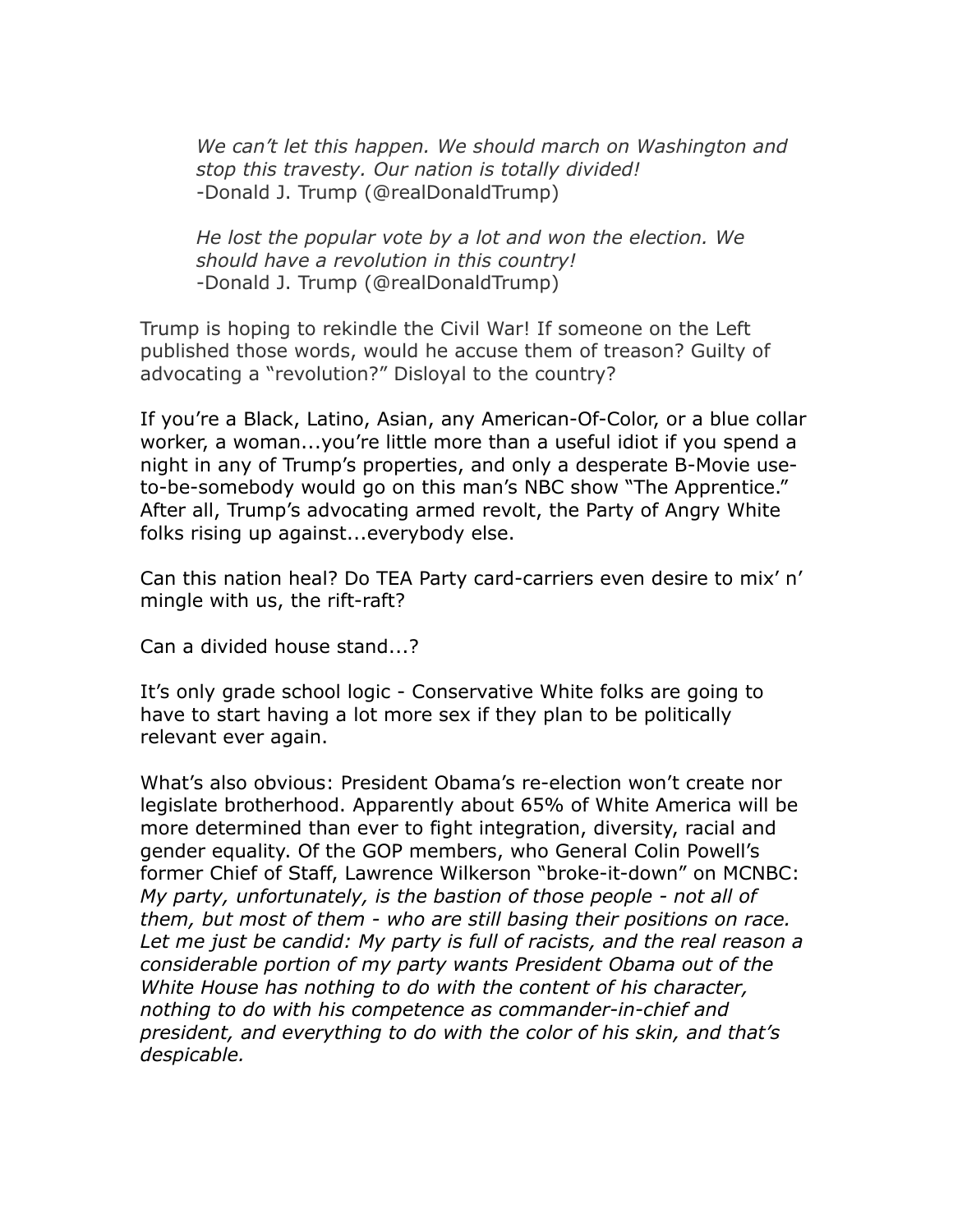*We can't let this happen. We should march on Washington and stop this travesty. Our nation is totally divided!*
-Donald J. Trump (@realDonaldTrump)

*He lost the popular vote by a lot and won the election. We should have a revolution in this country!*
-Donald J. Trump (@realDonaldTrump)

Trump is hoping to rekindle the Civil War! If someone on the Left published those words, would he accuse them of treason? Guilty of advocating a "revolution?" Disloyal to the country?

If you're a Black, Latino, Asian, any American-Of-Color, or a blue collar worker, a woman...you're little more than a useful idiot if you spend a night in any of Trump's properties, and only a desperate B-Movie use-to-be-somebody would go on this man's NBC show "The Apprentice." After all, Trump's advocating armed revolt, the Party of Angry White folks rising up against...everybody else.

Can this nation heal? Do TEA Party card-carriers even desire to mix' n' mingle with us, the rift-raft?

Can a divided house stand...?

It's only grade school logic - Conservative White folks are going to have to start having a lot more sex if they plan to be politically relevant ever again.

What's also obvious: President Obama's re-election won't create nor legislate brotherhood. Apparently about 65% of White America will be more determined than ever to fight integration, diversity, racial and gender equality. Of the GOP members, who General Colin Powell's former Chief of Staff, Lawrence Wilkerson "broke-it-down" on MCNBC: *My party, unfortunately, is the bastion of those people - not all of them, but most of them - who are still basing their positions on race. Let me just be candid: My party is full of racists, and the real reason a considerable portion of my party wants President Obama out of the White House has nothing to do with the content of his character, nothing to do with his competence as commander-in-chief and president, and everything to do with the color of his skin, and that's despicable.*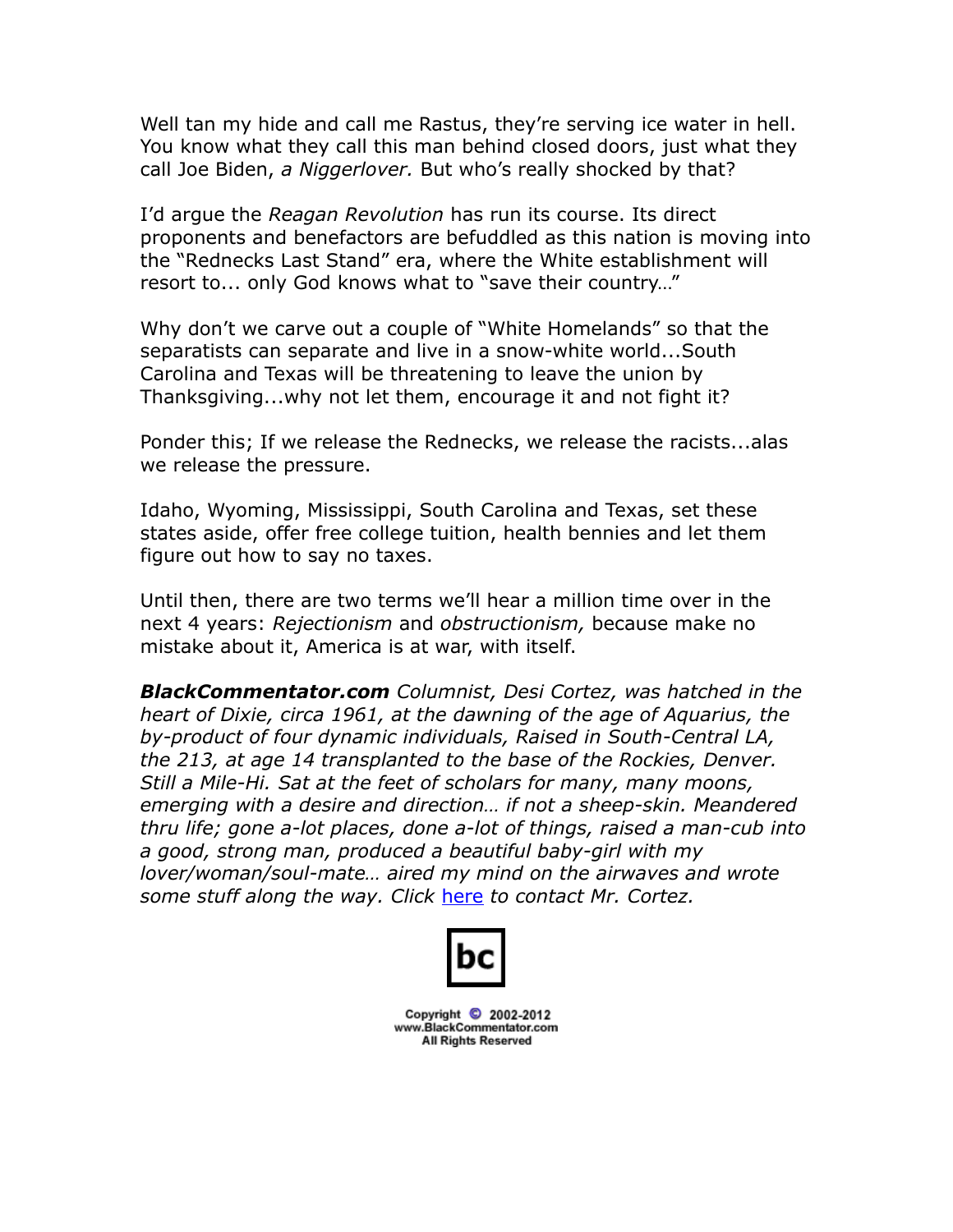Well tan my hide and call me Rastus, they're serving ice water in hell. You know what they call this man behind closed doors, just what they call Joe Biden, *a Niggerlover.* But who's really shocked by that?

I'd argue the *Reagan Revolution* has run its course. Its direct proponents and benefactors are befuddled as this nation is moving into the "Rednecks Last Stand" era, where the White establishment will resort to... only God knows what to "save their country…"

Why don't we carve out a couple of "White Homelands" so that the separatists can separate and live in a snow-white world...South Carolina and Texas will be threatening to leave the union by Thanksgiving...why not let them, encourage it and not fight it?

Ponder this; If we release the Rednecks, we release the racists...alas we release the pressure.

Idaho, Wyoming, Mississippi, South Carolina and Texas, set these states aside, offer free college tuition, health bennies and let them figure out how to say no taxes.

Until then, there are two terms we'll hear a million time over in the next 4 years: *Rejectionism* and *obstructionism,* because make no mistake about it, America is at war, with itself.

***BlackCommentator.com*** *Columnist, Desi Cortez, was hatched in the heart of Dixie, circa 1961, at the dawning of the age of Aquarius, the by-product of four dynamic individuals, Raised in South-Central LA, the 213, at age 14 transplanted to the base of the Rockies, Denver. Still a Mile-Hi. Sat at the feet of scholars for many, many moons, emerging with a desire and direction… if not a sheep-skin. Meandered thru life; gone a-lot places, done a-lot of things, raised a man-cub into a good, strong man, produced a beautiful baby-girl with my lover/woman/soul-mate… aired my mind on the airwaves and wrote some stuff along the way. Click here to contact Mr. Cortez.*

bc

Copyright © 2002-2012
www.BlackCommentator.com
All Rights Reserved